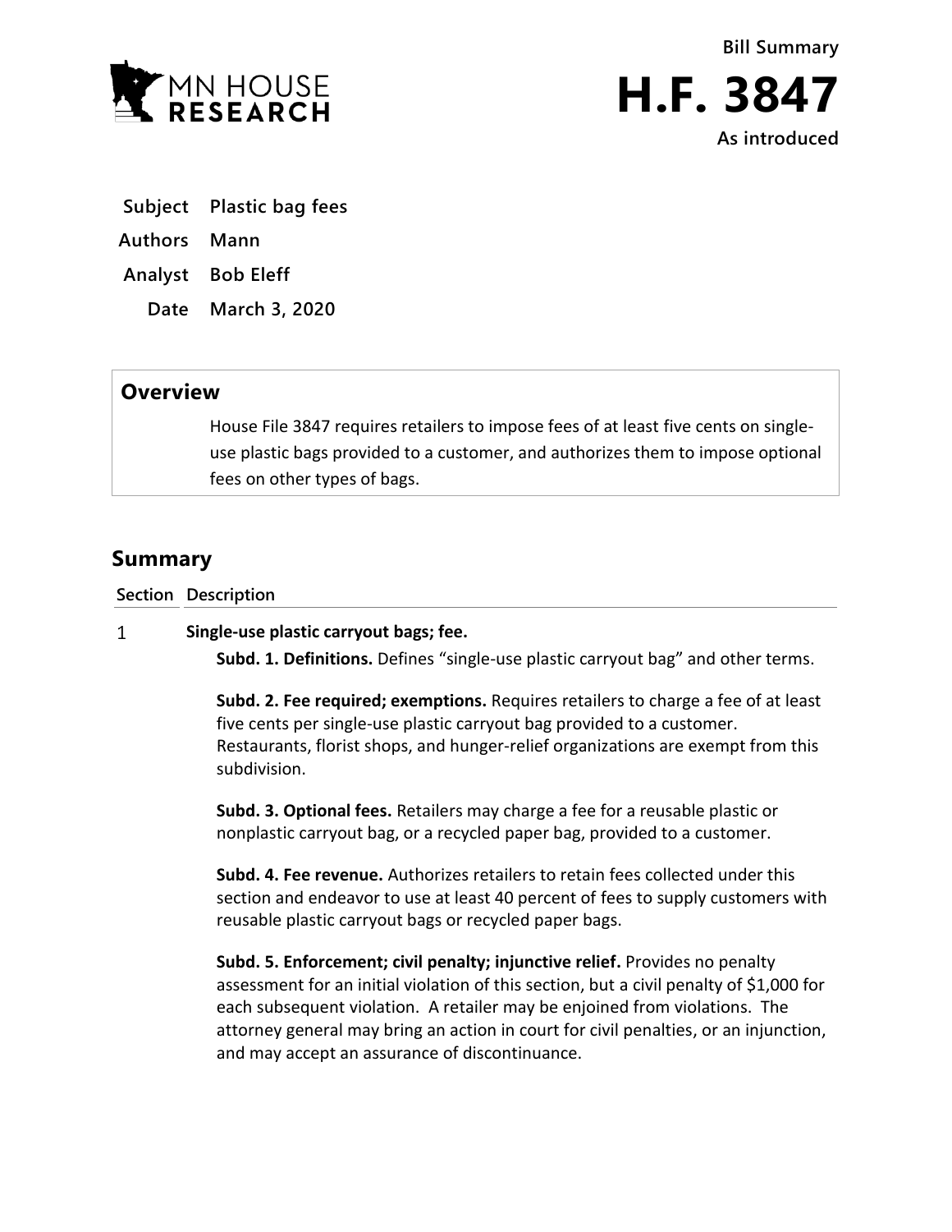MN HOUSE RESEARCH

**Bill Summary**

# H.F. 3847

**As introduced**

| | |
|---|---|
| **Subject** | Plastic bag fees |
| **Authors** | Mann |
| **Analyst** | Bob Eleff |
| **Date** | March 3, 2020 |

## Overview

House File 3847 requires retailers to impose fees of at least five cents on single-use plastic bags provided to a customer, and authorizes them to impose optional fees on other types of bags.

## Summary

**Section Description**

1 **Single-use plastic carryout bags; fee.**

**Subd. 1. Definitions.** Defines "single-use plastic carryout bag" and other terms.

**Subd. 2. Fee required; exemptions.** Requires retailers to charge a fee of at least five cents per single-use plastic carryout bag provided to a customer. Restaurants, florist shops, and hunger-relief organizations are exempt from this subdivision.

**Subd. 3. Optional fees.** Retailers may charge a fee for a reusable plastic or nonplastic carryout bag, or a recycled paper bag, provided to a customer.

**Subd. 4. Fee revenue.** Authorizes retailers to retain fees collected under this section and endeavor to use at least 40 percent of fees to supply customers with reusable plastic carryout bags or recycled paper bags.

**Subd. 5. Enforcement; civil penalty; injunctive relief.** Provides no penalty assessment for an initial violation of this section, but a civil penalty of $1,000 for each subsequent violation. A retailer may be enjoined from violations. The attorney general may bring an action in court for civil penalties, or an injunction, and may accept an assurance of discontinuance.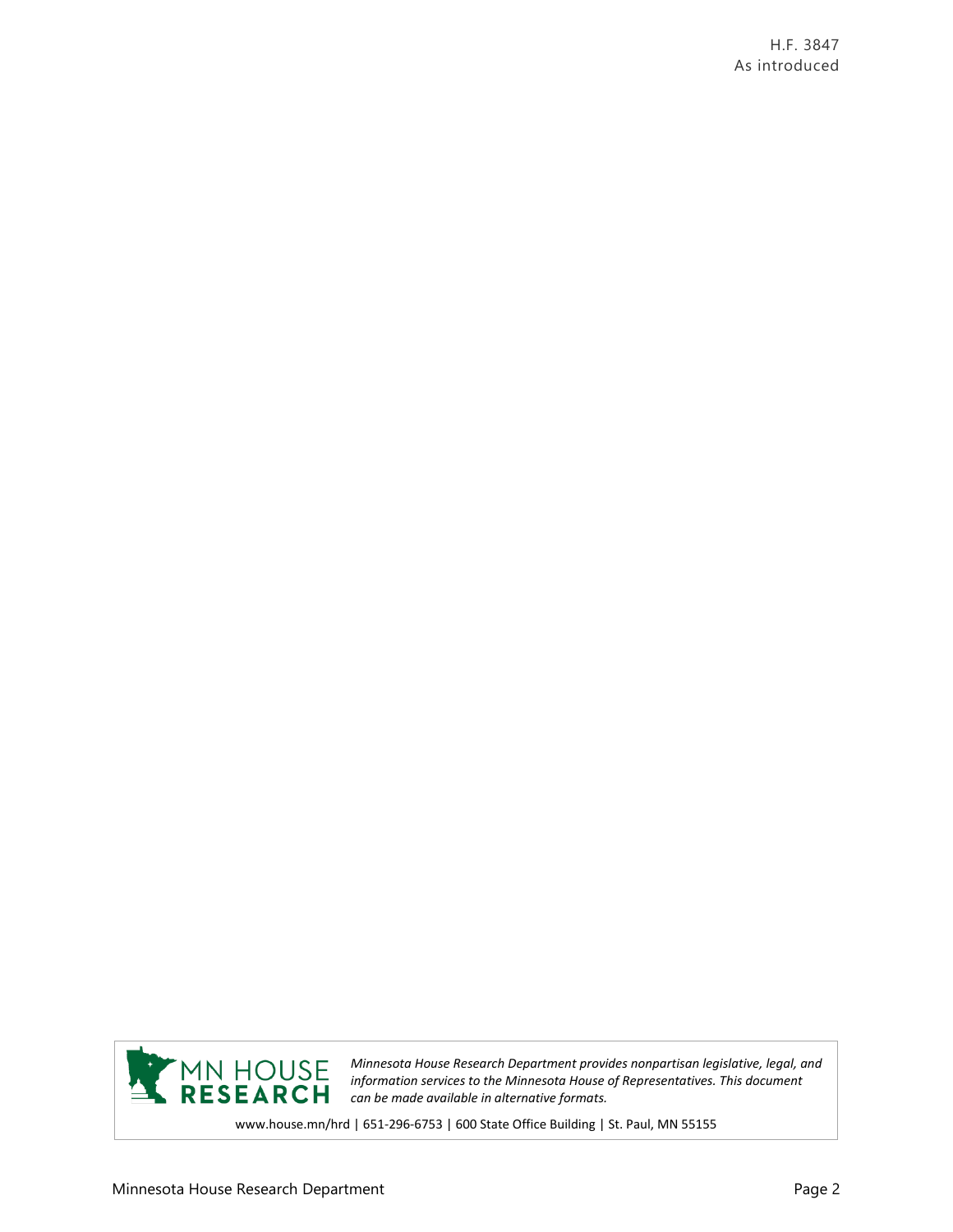Minnesota House Research Department provides nonpartisan legislative, legal, and information services to the Minnesota House of Representatives. This document can be made available in alternative formats.

www.house.mn/hrd | 651-296-6753 | 600 State Office Building | St. Paul, MN 55155